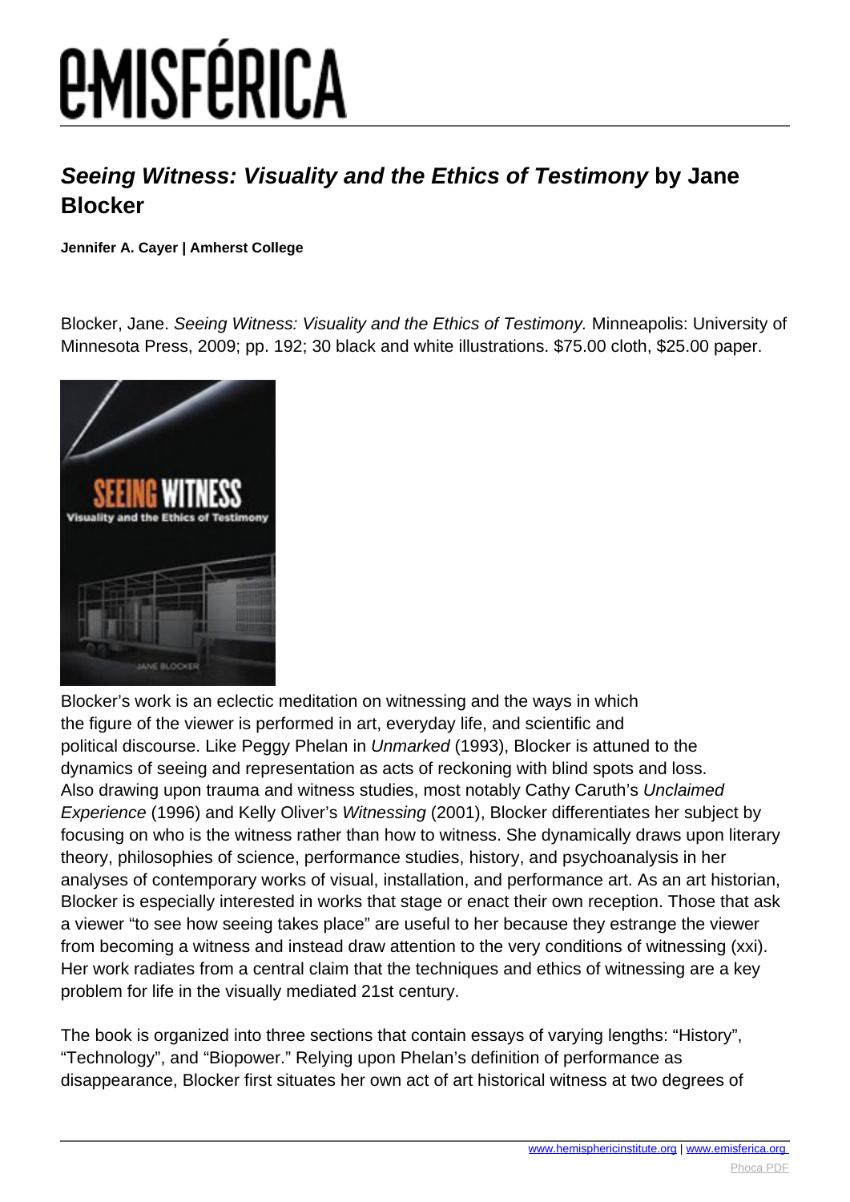## *Seeing Witness: Visuality and the Ethics of Testimony* by Jane Blocker

**Jennifer A. Cayer | Amherst College**

Blocker, Jane. *Seeing Witness: Visuality and the Ethics of Testimony.* Minneapolis: University of Minnesota Press, 2009; pp. 192; 30 black and white illustrations. $75.00 cloth, $25.00 paper.

Blocker's work is an eclectic meditation on witnessing and the ways in which the figure of the viewer is performed in art, everyday life, and scientific and political discourse. Like Peggy Phelan in *Unmarked* (1993), Blocker is attuned to the dynamics of seeing and representation as acts of reckoning with blind spots and loss. Also drawing upon trauma and witness studies, most notably Cathy Caruth's *Unclaimed Experience* (1996) and Kelly Oliver's *Witnessing* (2001), Blocker differentiates her subject by focusing on who is the witness rather than how to witness. She dynamically draws upon literary theory, philosophies of science, performance studies, history, and psychoanalysis in her analyses of contemporary works of visual, installation, and performance art. As an art historian, Blocker is especially interested in works that stage or enact their own reception. Those that ask a viewer "to see how seeing takes place" are useful to her because they estrange the viewer from becoming a witness and instead draw attention to the very conditions of witnessing (xxi). Her work radiates from a central claim that the techniques and ethics of witnessing are a key problem for life in the visually mediated 21st century.

The book is organized into three sections that contain essays of varying lengths: "History", "Technology", and "Biopower." Relying upon Phelan's definition of performance as disappearance, Blocker first situates her own act of art historical witness at two degrees of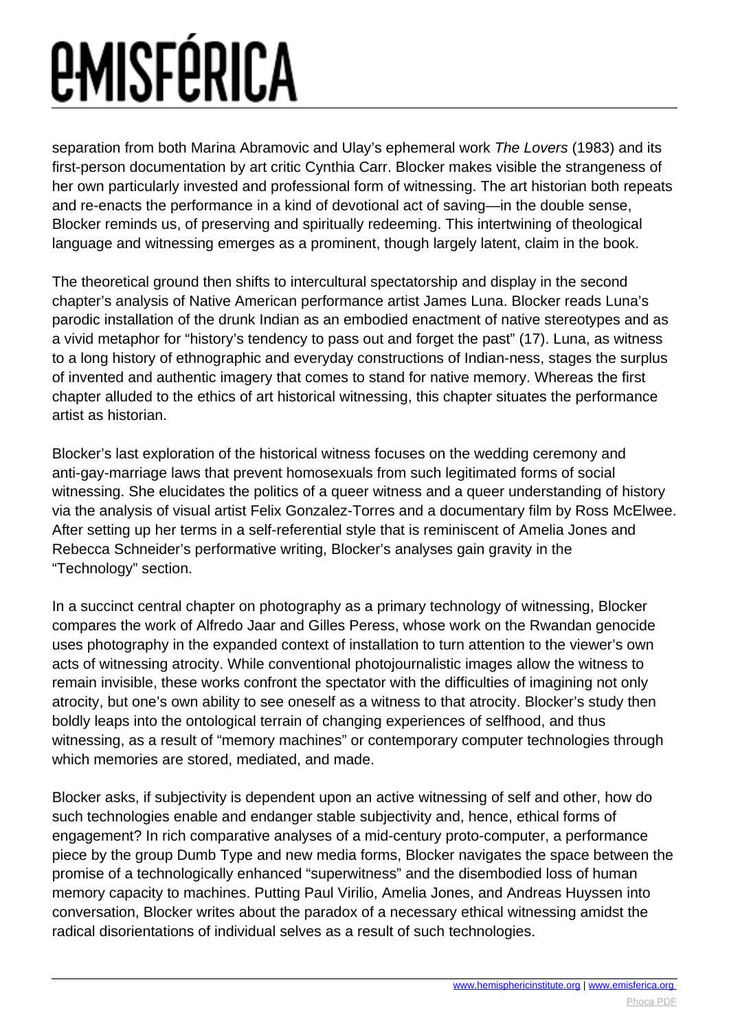separation from both Marina Abramovic and Ulay's ephemeral work *The Lovers* (1983) and its first-person documentation by art critic Cynthia Carr. Blocker makes visible the strangeness of her own particularly invested and professional form of witnessing. The art historian both repeats and re-enacts the performance in a kind of devotional act of saving—in the double sense, Blocker reminds us, of preserving and spiritually redeeming. This intertwining of theological language and witnessing emerges as a prominent, though largely latent, claim in the book.

The theoretical ground then shifts to intercultural spectatorship and display in the second chapter's analysis of Native American performance artist James Luna. Blocker reads Luna's parodic installation of the drunk Indian as an embodied enactment of native stereotypes and as a vivid metaphor for "history's tendency to pass out and forget the past" (17). Luna, as witness to a long history of ethnographic and everyday constructions of Indian-ness, stages the surplus of invented and authentic imagery that comes to stand for native memory. Whereas the first chapter alluded to the ethics of art historical witnessing, this chapter situates the performance artist as historian.

Blocker's last exploration of the historical witness focuses on the wedding ceremony and anti-gay-marriage laws that prevent homosexuals from such legitimated forms of social witnessing. She elucidates the politics of a queer witness and a queer understanding of history via the analysis of visual artist Felix Gonzalez-Torres and a documentary film by Ross McElwee. After setting up her terms in a self-referential style that is reminiscent of Amelia Jones and Rebecca Schneider's performative writing, Blocker's analyses gain gravity in the "Technology" section.

In a succinct central chapter on photography as a primary technology of witnessing, Blocker compares the work of Alfredo Jaar and Gilles Peress, whose work on the Rwandan genocide uses photography in the expanded context of installation to turn attention to the viewer's own acts of witnessing atrocity. While conventional photojournalistic images allow the witness to remain invisible, these works confront the spectator with the difficulties of imagining not only atrocity, but one's own ability to see oneself as a witness to that atrocity. Blocker's study then boldly leaps into the ontological terrain of changing experiences of selfhood, and thus witnessing, as a result of "memory machines" or contemporary computer technologies through which memories are stored, mediated, and made.

Blocker asks, if subjectivity is dependent upon an active witnessing of self and other, how do such technologies enable and endanger stable subjectivity and, hence, ethical forms of engagement? In rich comparative analyses of a mid-century proto-computer, a performance piece by the group Dumb Type and new media forms, Blocker navigates the space between the promise of a technologically enhanced "superwitness" and the disembodied loss of human memory capacity to machines. Putting Paul Virilio, Amelia Jones, and Andreas Huyssen into conversation, Blocker writes about the paradox of a necessary ethical witnessing amidst the radical disorientations of individual selves as a result of such technologies.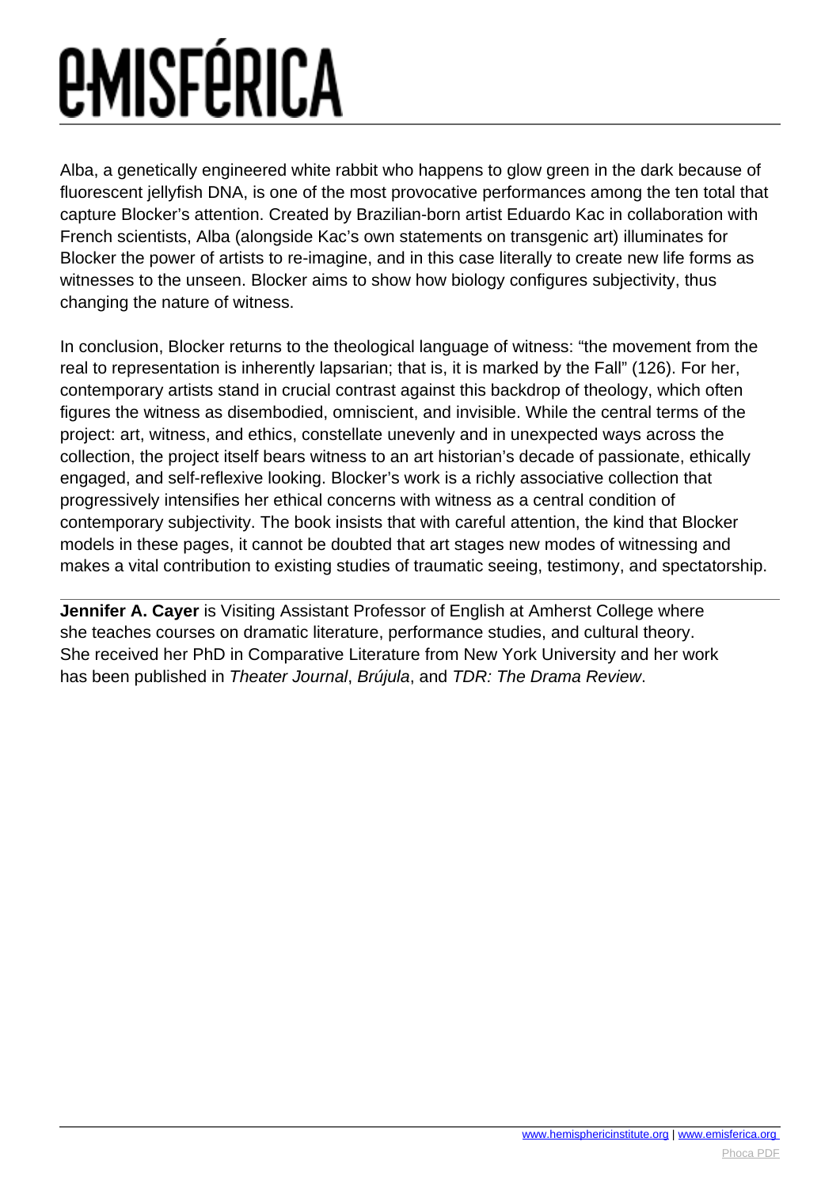Alba, a genetically engineered white rabbit who happens to glow green in the dark because of fluorescent jellyfish DNA, is one of the most provocative performances among the ten total that capture Blocker's attention. Created by Brazilian-born artist Eduardo Kac in collaboration with French scientists, Alba (alongside Kac's own statements on transgenic art) illuminates for Blocker the power of artists to re-imagine, and in this case literally to create new life forms as witnesses to the unseen. Blocker aims to show how biology configures subjectivity, thus changing the nature of witness.

In conclusion, Blocker returns to the theological language of witness: "the movement from the real to representation is inherently lapsarian; that is, it is marked by the Fall" (126). For her, contemporary artists stand in crucial contrast against this backdrop of theology, which often figures the witness as disembodied, omniscient, and invisible. While the central terms of the project: art, witness, and ethics, constellate unevenly and in unexpected ways across the collection, the project itself bears witness to an art historian's decade of passionate, ethically engaged, and self-reflexive looking. Blocker's work is a richly associative collection that progressively intensifies her ethical concerns with witness as a central condition of contemporary subjectivity. The book insists that with careful attention, the kind that Blocker models in these pages, it cannot be doubted that art stages new modes of witnessing and makes a vital contribution to existing studies of traumatic seeing, testimony, and spectatorship.

---

**Jennifer A. Cayer** is Visiting Assistant Professor of English at Amherst College where she teaches courses on dramatic literature, performance studies, and cultural theory. She received her PhD in Comparative Literature from New York University and her work has been published in *Theater Journal*, *Brújula*, and *TDR: The Drama Review*.